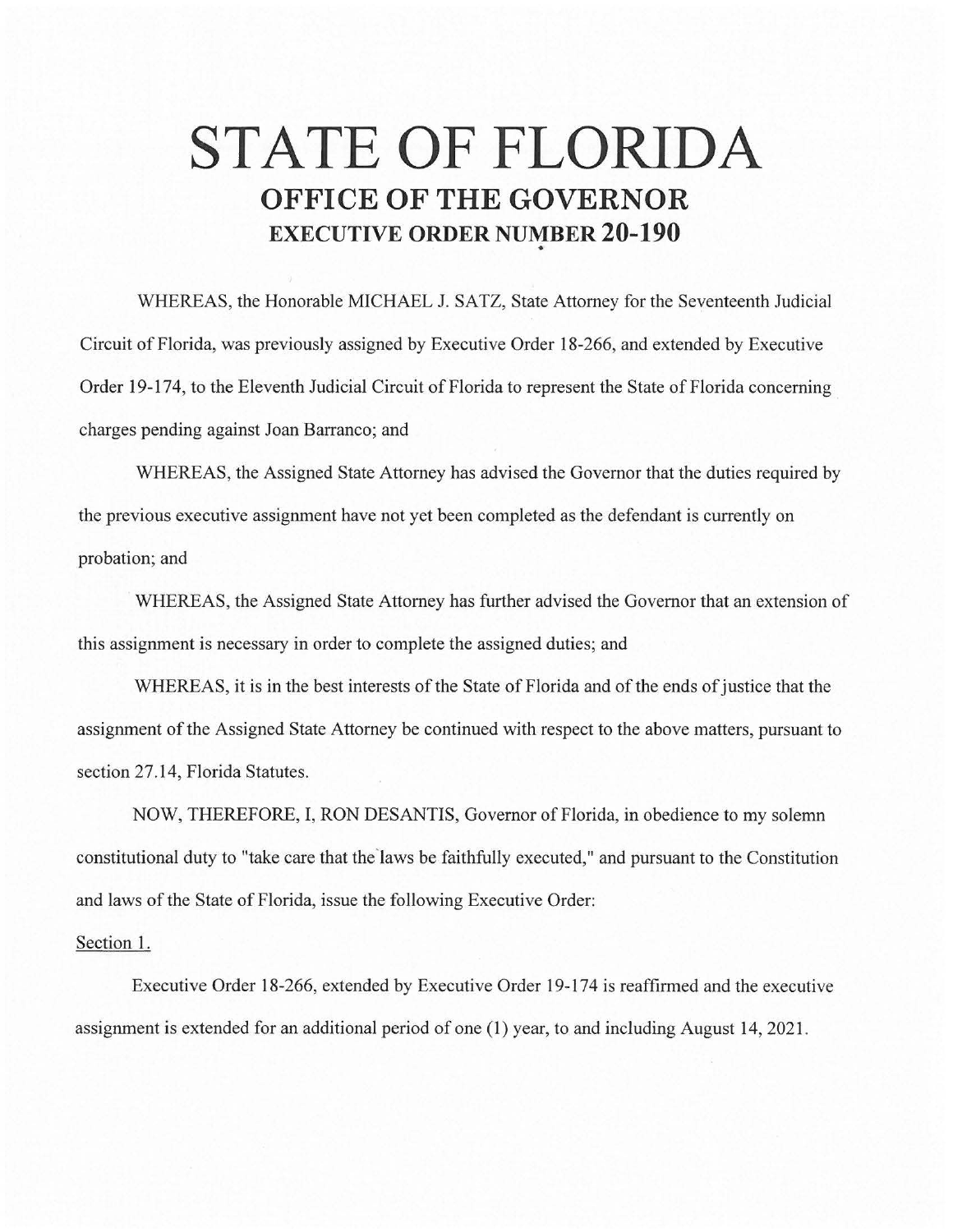# STATE OF FLORIDA

## OFFICE OF THE GOVERNOR

### EXECUTIVE ORDER NUMBER 20-190

WHEREAS, the Honorable MICHAEL J. SATZ, State Attorney for the Seventeenth Judicial Circuit of Florida, was previously assigned by Executive Order 18-266, and extended by Executive Order 19-174, to the Eleventh Judicial Circuit of Florida to represent the State of Florida concerning charges pending against Joan Barranco; and

WHEREAS, the Assigned State Attorney has advised the Governor that the duties required by the previous executive assignment have not yet been completed as the defendant is currently on probation; and

WHEREAS, the Assigned State Attorney has further advised the Governor that an extension of this assignment is necessary in order to complete the assigned duties; and

WHEREAS, it is in the best interests of the State of Florida and of the ends of justice that the assignment of the Assigned State Attorney be continued with respect to the above matters, pursuant to section 27.14, Florida Statutes.

NOW, THEREFORE, I, RON DESANTIS, Governor of Florida, in obedience to my solemn constitutional duty to "take care that the laws be faithfully executed," and pursuant to the Constitution and laws of the State of Florida, issue the following Executive Order:

Section 1.

Executive Order 18-266, extended by Executive Order 19-174 is reaffirmed and the executive assignment is extended for an additional period of one (1) year, to and including August 14, 2021.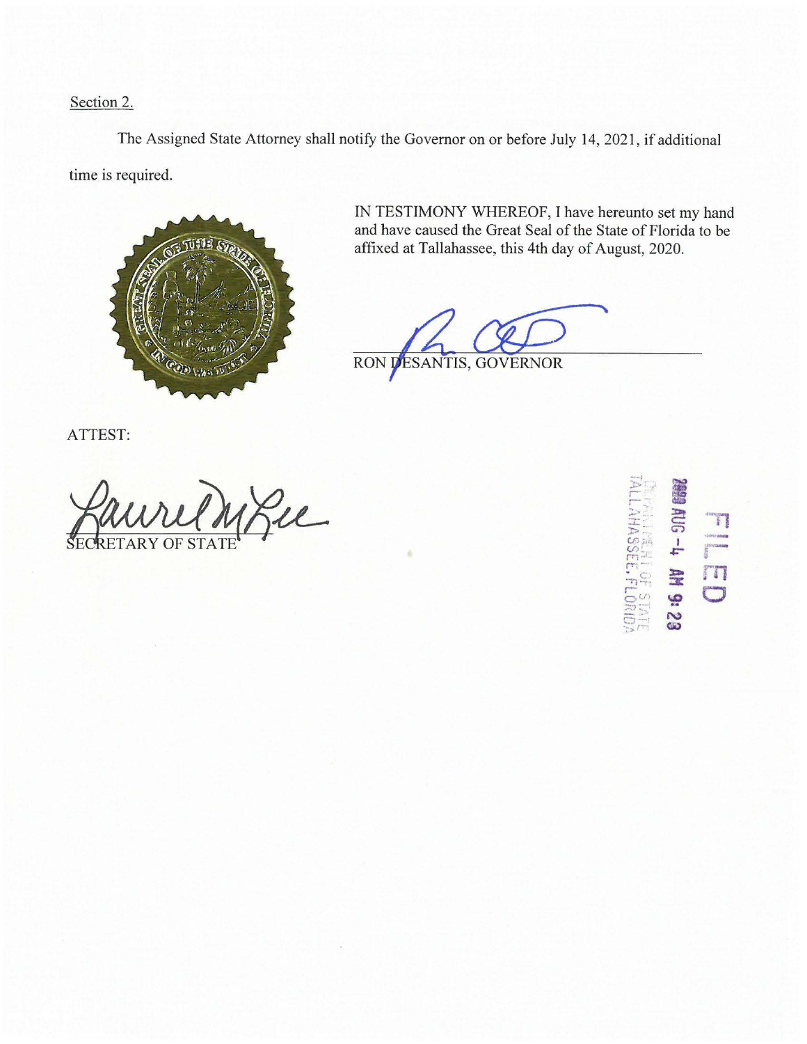Section 2.

The Assigned State Attorney shall notify the Governor on or before July 14, 2021, if additional time is required.

IN TESTIMONY WHEREOF, I have hereunto set my hand and have caused the Great Seal of the State of Florida to be affixed at Tallahassee, this 4th day of August, 2020.

RON DESANTIS, GOVERNOR

ATTEST:

SECRETARY OF STATE

FILED

2020 AUG -4 AM 9:23

DEPARTMENT OF STATE
TALLAHASSEE, FLORIDA